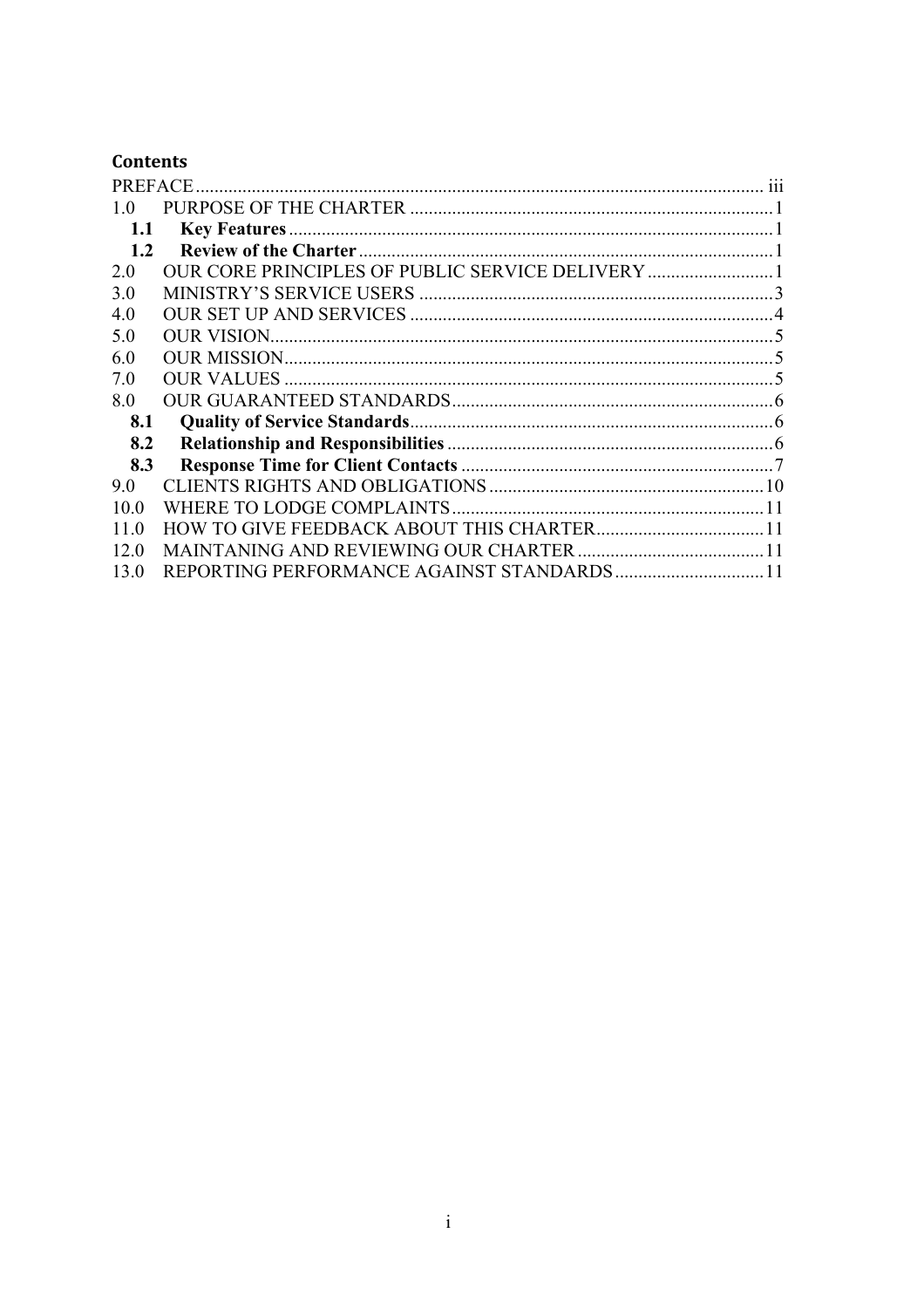## Contents

| | | |
|---|---|---|
| PREFACE | | iii |
| 1.0 | PURPOSE OF THE CHARTER | 1 |
| **1.1** | **Key Features** | 1 |
| **1.2** | **Review of the Charter** | 1 |
| 2.0 | OUR CORE PRINCIPLES OF PUBLIC SERVICE DELIVERY | 1 |
| 3.0 | MINISTRY'S SERVICE USERS | 3 |
| 4.0 | OUR SET UP AND SERVICES | 4 |
| 5.0 | OUR VISION | 5 |
| 6.0 | OUR MISSION | 5 |
| 7.0 | OUR VALUES | 5 |
| 8.0 | OUR GUARANTEED STANDARDS | 6 |
| **8.1** | **Quality of Service Standards** | 6 |
| **8.2** | **Relationship and Responsibilities** | 6 |
| **8.3** | **Response Time for Client Contacts** | 7 |
| 9.0 | CLIENTS RIGHTS AND OBLIGATIONS | 10 |
| 10.0 | WHERE TO LODGE COMPLAINTS | 11 |
| 11.0 | HOW TO GIVE FEEDBACK ABOUT THIS CHARTER | 11 |
| 12.0 | MAINTANING AND REVIEWING OUR CHARTER | 11 |
| 13.0 | REPORTING PERFORMANCE AGAINST STANDARDS | 11 |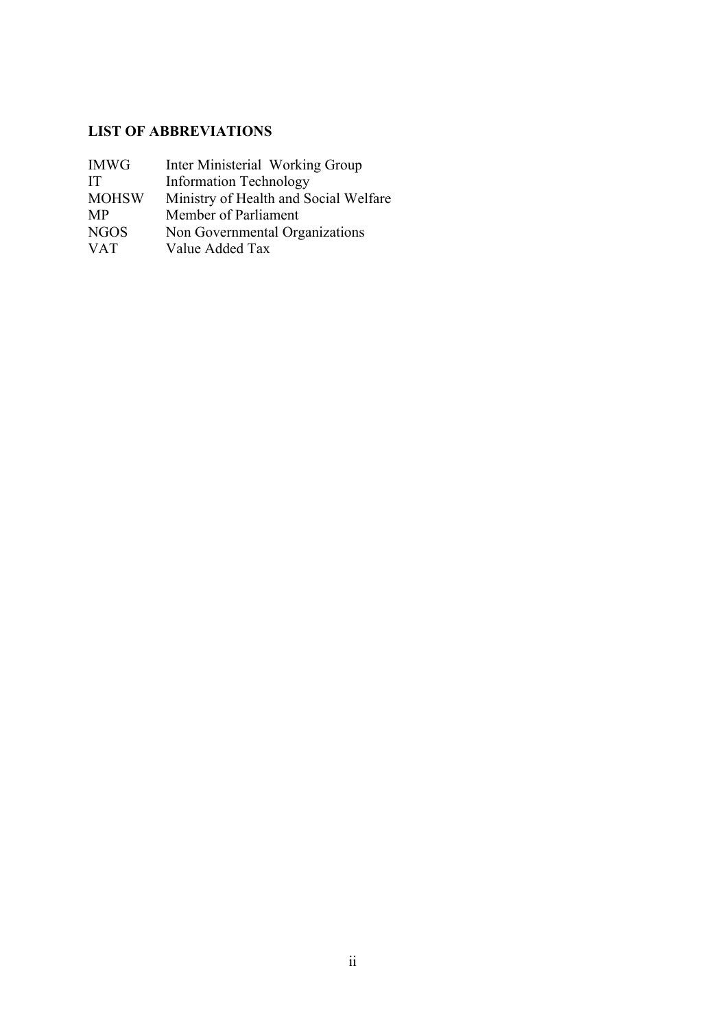## LIST OF ABBREVIATIONS

| | |
|---|---|
| IMWG | Inter Ministerial Working Group |
| IT | Information Technology |
| MOHSW | Ministry of Health and Social Welfare |
| MP | Member of Parliament |
| NGOS | Non Governmental Organizations |
| VAT | Value Added Tax |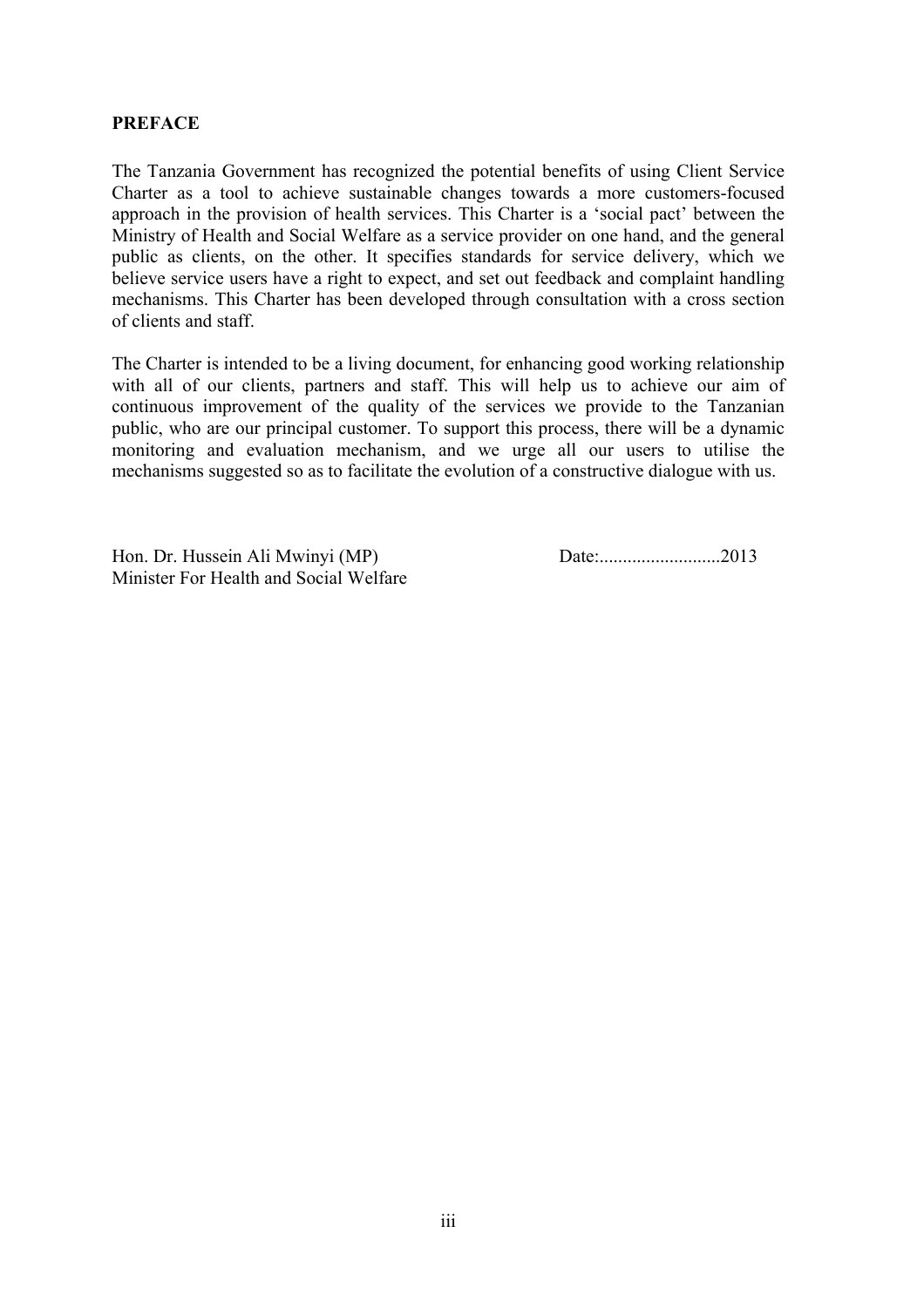**PREFACE**

The Tanzania Government has recognized the potential benefits of using Client Service Charter as a tool to achieve sustainable changes towards a more customers-focused approach in the provision of health services. This Charter is a 'social pact' between the Ministry of Health and Social Welfare as a service provider on one hand, and the general public as clients, on the other. It specifies standards for service delivery, which we believe service users have a right to expect, and set out feedback and complaint handling mechanisms. This Charter has been developed through consultation with a cross section of clients and staff.

The Charter is intended to be a living document, for enhancing good working relationship with all of our clients, partners and staff. This will help us to achieve our aim of continuous improvement of the quality of the services we provide to the Tanzanian public, who are our principal customer. To support this process, there will be a dynamic monitoring and evaluation mechanism, and we urge all our users to utilise the mechanisms suggested so as to facilitate the evolution of a constructive dialogue with us.

Hon. Dr. Hussein Ali Mwinyi (MP)
Minister For Health and Social Welfare

Date:..........................2013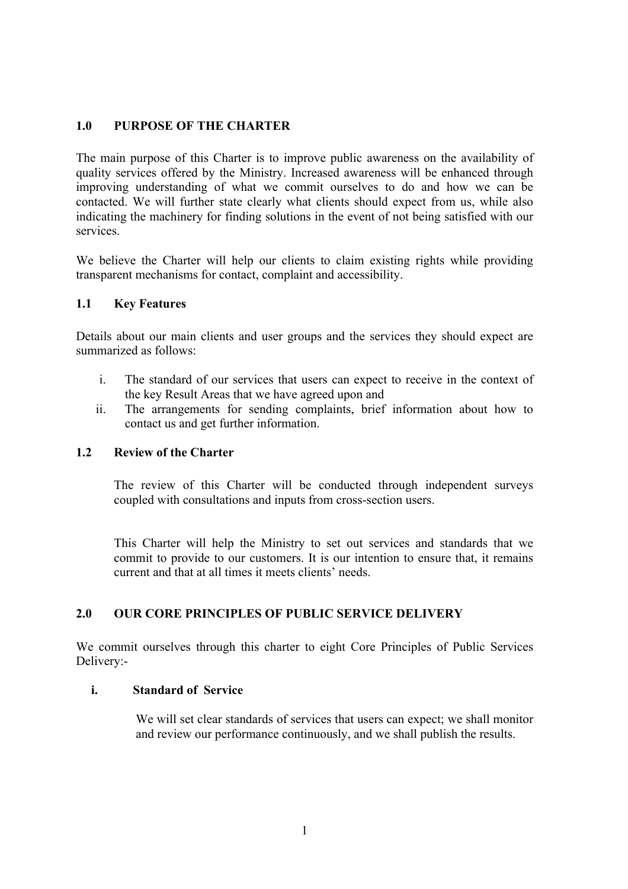## 1.0 PURPOSE OF THE CHARTER

The main purpose of this Charter is to improve public awareness on the availability of quality services offered by the Ministry. Increased awareness will be enhanced through improving understanding of what we commit ourselves to do and how we can be contacted. We will further state clearly what clients should expect from us, while also indicating the machinery for finding solutions in the event of not being satisfied with our services.

We believe the Charter will help our clients to claim existing rights while providing transparent mechanisms for contact, complaint and accessibility.

### 1.1 Key Features

Details about our main clients and user groups and the services they should expect are summarized as follows:

i. The standard of our services that users can expect to receive in the context of the key Result Areas that we have agreed upon and
ii. The arrangements for sending complaints, brief information about how to contact us and get further information.

### 1.2 Review of the Charter

The review of this Charter will be conducted through independent surveys coupled with consultations and inputs from cross-section users.

This Charter will help the Ministry to set out services and standards that we commit to provide to our customers. It is our intention to ensure that, it remains current and that at all times it meets clients' needs.

## 2.0 OUR CORE PRINCIPLES OF PUBLIC SERVICE DELIVERY

We commit ourselves through this charter to eight Core Principles of Public Services Delivery:-

**i. Standard of Service**

We will set clear standards of services that users can expect; we shall monitor and review our performance continuously, and we shall publish the results.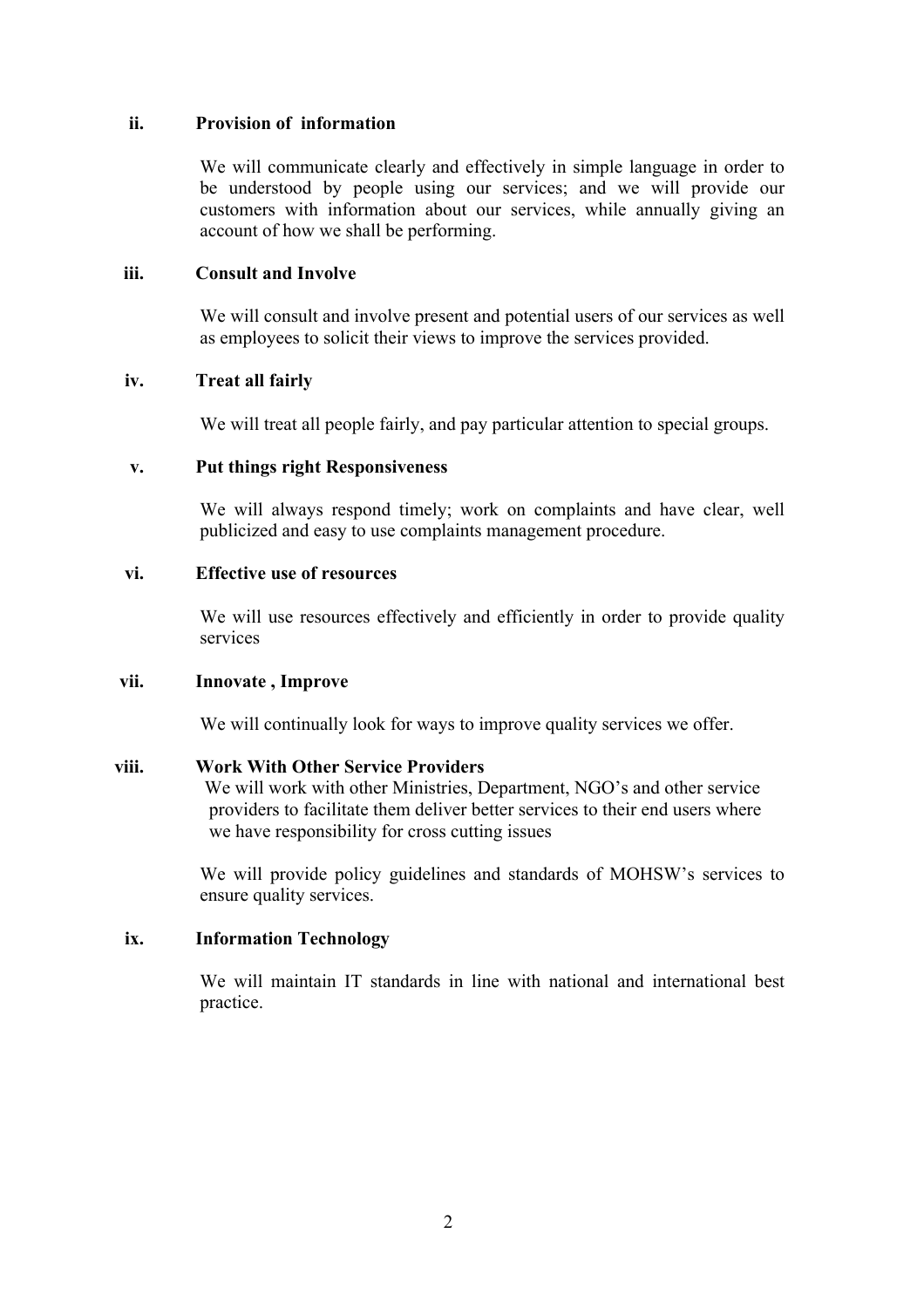**ii. Provision of information**

We will communicate clearly and effectively in simple language in order to be understood by people using our services; and we will provide our customers with information about our services, while annually giving an account of how we shall be performing.

**iii. Consult and Involve**

We will consult and involve present and potential users of our services as well as employees to solicit their views to improve the services provided.

**iv. Treat all fairly**

We will treat all people fairly, and pay particular attention to special groups.

**v. Put things right Responsiveness**

We will always respond timely; work on complaints and have clear, well publicized and easy to use complaints management procedure.

**vi. Effective use of resources**

We will use resources effectively and efficiently in order to provide quality services

**vii. Innovate , Improve**

We will continually look for ways to improve quality services we offer.

**viii. Work With Other Service Providers**

We will work with other Ministries, Department, NGO's and other service providers to facilitate them deliver better services to their end users where we have responsibility for cross cutting issues

We will provide policy guidelines and standards of MOHSW's services to ensure quality services.

**ix. Information Technology**

We will maintain IT standards in line with national and international best practice.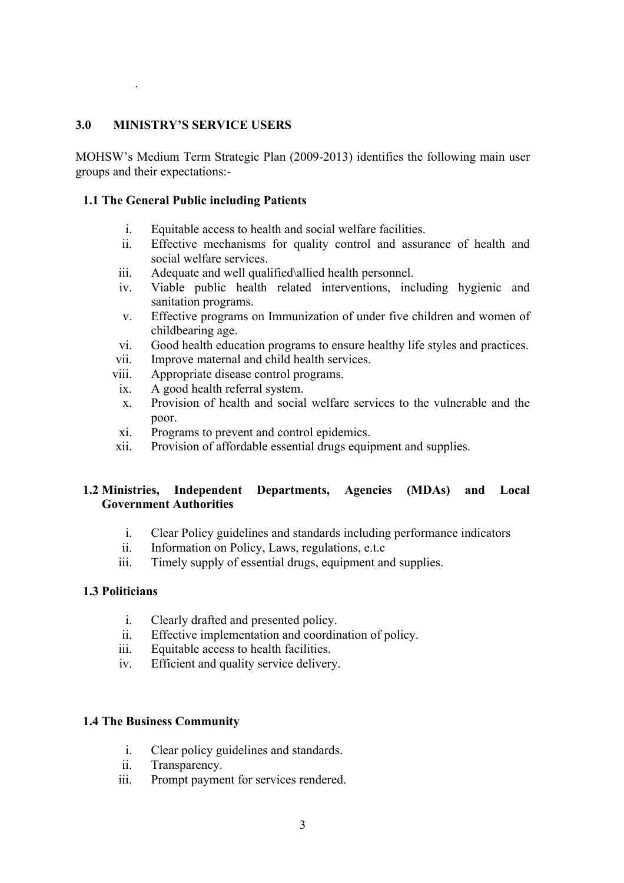## 3.0 MINISTRY'S SERVICE USERS

MOHSW's Medium Term Strategic Plan (2009-2013) identifies the following main user groups and their expectations:-

### 1.1 The General Public including Patients

i. Equitable access to health and social welfare facilities.
ii. Effective mechanisms for quality control and assurance of health and social welfare services.
iii. Adequate and well qualified\allied health personnel.
iv. Viable public health related interventions, including hygienic and sanitation programs.
v. Effective programs on Immunization of under five children and women of childbearing age.
vi. Good health education programs to ensure healthy life styles and practices.
vii. Improve maternal and child health services.
viii. Appropriate disease control programs.
ix. A good health referral system.
x. Provision of health and social welfare services to the vulnerable and the poor.
xi. Programs to prevent and control epidemics.
xii. Provision of affordable essential drugs equipment and supplies.

### 1.2 Ministries, Independent Departments, Agencies (MDAs) and Local Government Authorities

i. Clear Policy guidelines and standards including performance indicators
ii. Information on Policy, Laws, regulations, e.t.c
iii. Timely supply of essential drugs, equipment and supplies.

### 1.3 Politicians

i. Clearly drafted and presented policy.
ii. Effective implementation and coordination of policy.
iii. Equitable access to health facilities.
iv. Efficient and quality service delivery.

### 1.4 The Business Community

i. Clear policy guidelines and standards.
ii. Transparency.
iii. Prompt payment for services rendered.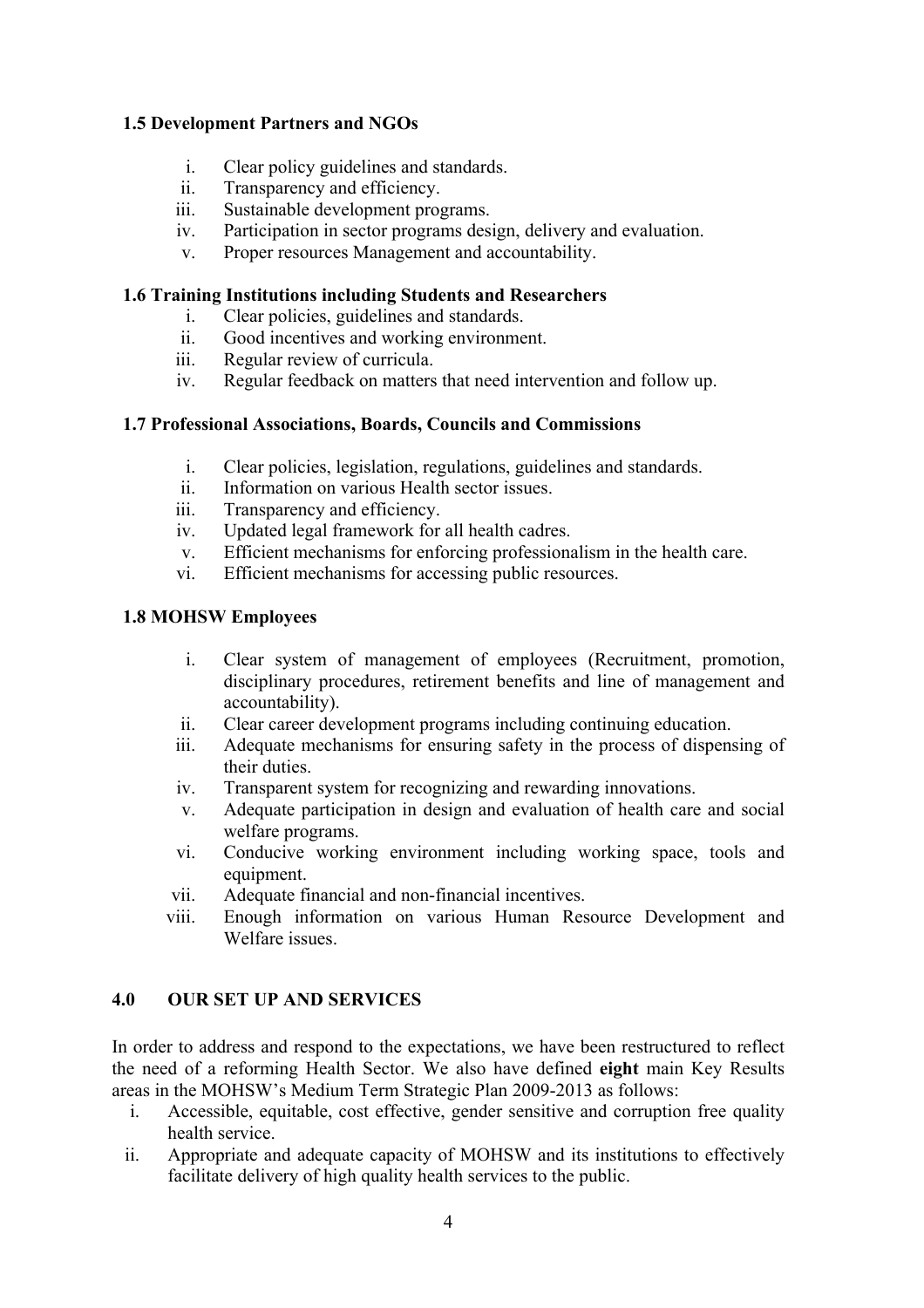### 1.5 Development Partners and NGOs

i. Clear policy guidelines and standards.
ii. Transparency and efficiency.
iii. Sustainable development programs.
iv. Participation in sector programs design, delivery and evaluation.
v. Proper resources Management and accountability.

### 1.6 Training Institutions including Students and Researchers

i. Clear policies, guidelines and standards.
ii. Good incentives and working environment.
iii. Regular review of curricula.
iv. Regular feedback on matters that need intervention and follow up.

### 1.7 Professional Associations, Boards, Councils and Commissions

i. Clear policies, legislation, regulations, guidelines and standards.
ii. Information on various Health sector issues.
iii. Transparency and efficiency.
iv. Updated legal framework for all health cadres.
v. Efficient mechanisms for enforcing professionalism in the health care.
vi. Efficient mechanisms for accessing public resources.

### 1.8 MOHSW Employees

i. Clear system of management of employees (Recruitment, promotion, disciplinary procedures, retirement benefits and line of management and accountability).
ii. Clear career development programs including continuing education.
iii. Adequate mechanisms for ensuring safety in the process of dispensing of their duties.
iv. Transparent system for recognizing and rewarding innovations.
v. Adequate participation in design and evaluation of health care and social welfare programs.
vi. Conducive working environment including working space, tools and equipment.
vii. Adequate financial and non-financial incentives.
viii. Enough information on various Human Resource Development and Welfare issues.

## 4.0 OUR SET UP AND SERVICES

In order to address and respond to the expectations, we have been restructured to reflect the need of a reforming Health Sector. We also have defined **eight** main Key Results areas in the MOHSW's Medium Term Strategic Plan 2009-2013 as follows:

i. Accessible, equitable, cost effective, gender sensitive and corruption free quality health service.
ii. Appropriate and adequate capacity of MOHSW and its institutions to effectively facilitate delivery of high quality health services to the public.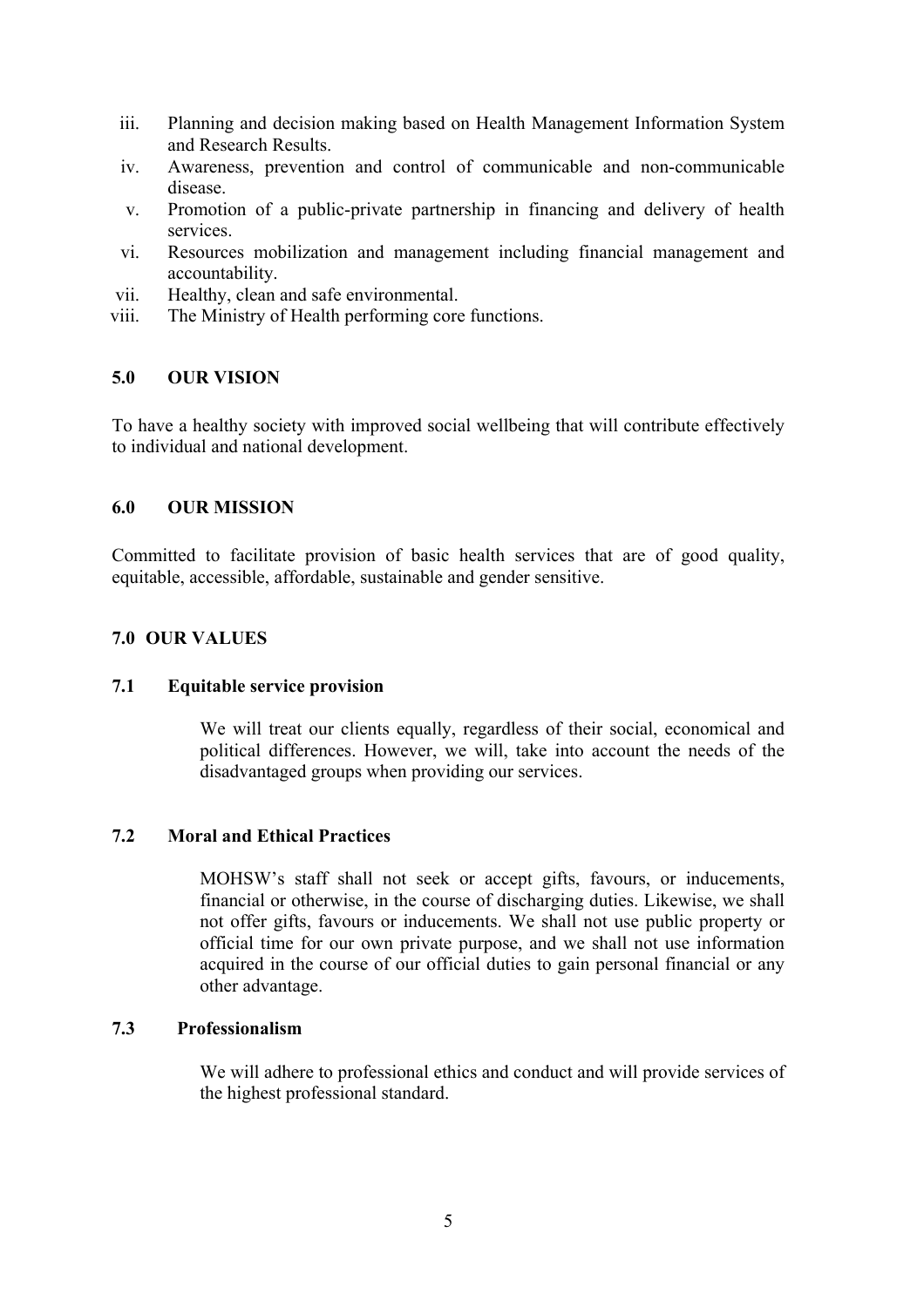iii. Planning and decision making based on Health Management Information System and Research Results.
iv. Awareness, prevention and control of communicable and non-communicable disease.
v. Promotion of a public-private partnership in financing and delivery of health services.
vi. Resources mobilization and management including financial management and accountability.
vii. Healthy, clean and safe environmental.
viii. The Ministry of Health performing core functions.

## 5.0 OUR VISION

To have a healthy society with improved social wellbeing that will contribute effectively to individual and national development.

## 6.0 OUR MISSION

Committed to facilitate provision of basic health services that are of good quality, equitable, accessible, affordable, sustainable and gender sensitive.

## 7.0 OUR VALUES

### 7.1 Equitable service provision

We will treat our clients equally, regardless of their social, economical and political differences. However, we will, take into account the needs of the disadvantaged groups when providing our services.

### 7.2 Moral and Ethical Practices

MOHSW's staff shall not seek or accept gifts, favours, or inducements, financial or otherwise, in the course of discharging duties. Likewise, we shall not offer gifts, favours or inducements. We shall not use public property or official time for our own private purpose, and we shall not use information acquired in the course of our official duties to gain personal financial or any other advantage.

### 7.3 Professionalism

We will adhere to professional ethics and conduct and will provide services of the highest professional standard.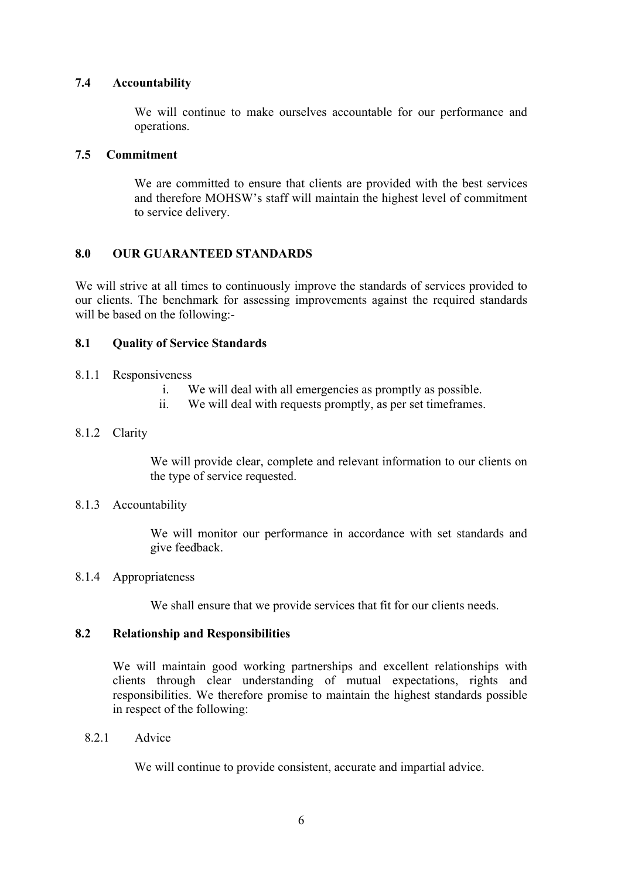### 7.4 Accountability

We will continue to make ourselves accountable for our performance and operations.

### 7.5 Commitment

We are committed to ensure that clients are provided with the best services and therefore MOHSW's staff will maintain the highest level of commitment to service delivery.

## 8.0 OUR GUARANTEED STANDARDS

We will strive at all times to continuously improve the standards of services provided to our clients. The benchmark for assessing improvements against the required standards will be based on the following:-

### 8.1 Quality of Service Standards

8.1.1 Responsiveness

i. We will deal with all emergencies as promptly as possible.
ii. We will deal with requests promptly, as per set timeframes.

8.1.2 Clarity

We will provide clear, complete and relevant information to our clients on the type of service requested.

8.1.3 Accountability

We will monitor our performance in accordance with set standards and give feedback.

8.1.4 Appropriateness

We shall ensure that we provide services that fit for our clients needs.

### 8.2 Relationship and Responsibilities

We will maintain good working partnerships and excellent relationships with clients through clear understanding of mutual expectations, rights and responsibilities. We therefore promise to maintain the highest standards possible in respect of the following:

8.2.1 Advice

We will continue to provide consistent, accurate and impartial advice.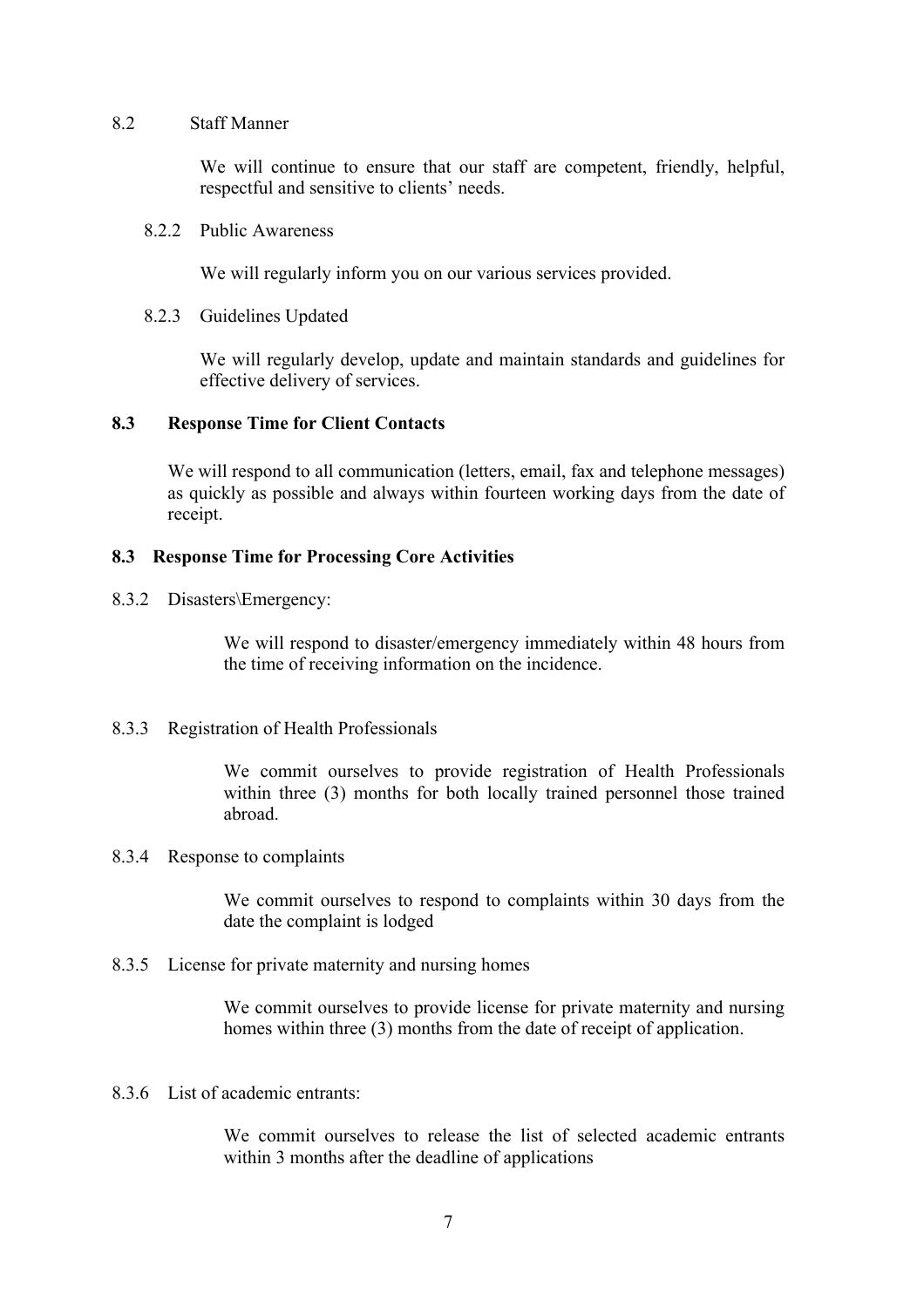8.2 Staff Manner

We will continue to ensure that our staff are competent, friendly, helpful, respectful and sensitive to clients' needs.

8.2.2 Public Awareness

We will regularly inform you on our various services provided.

8.2.3 Guidelines Updated

We will regularly develop, update and maintain standards and guidelines for effective delivery of services.

**8.3 Response Time for Client Contacts**

We will respond to all communication (letters, email, fax and telephone messages) as quickly as possible and always within fourteen working days from the date of receipt.

**8.3 Response Time for Processing Core Activities**

8.3.2 Disasters\Emergency:

We will respond to disaster/emergency immediately within 48 hours from the time of receiving information on the incidence.

8.3.3 Registration of Health Professionals

We commit ourselves to provide registration of Health Professionals within three (3) months for both locally trained personnel those trained abroad.

8.3.4 Response to complaints

We commit ourselves to respond to complaints within 30 days from the date the complaint is lodged

8.3.5 License for private maternity and nursing homes

We commit ourselves to provide license for private maternity and nursing homes within three (3) months from the date of receipt of application.

8.3.6 List of academic entrants:

We commit ourselves to release the list of selected academic entrants within 3 months after the deadline of applications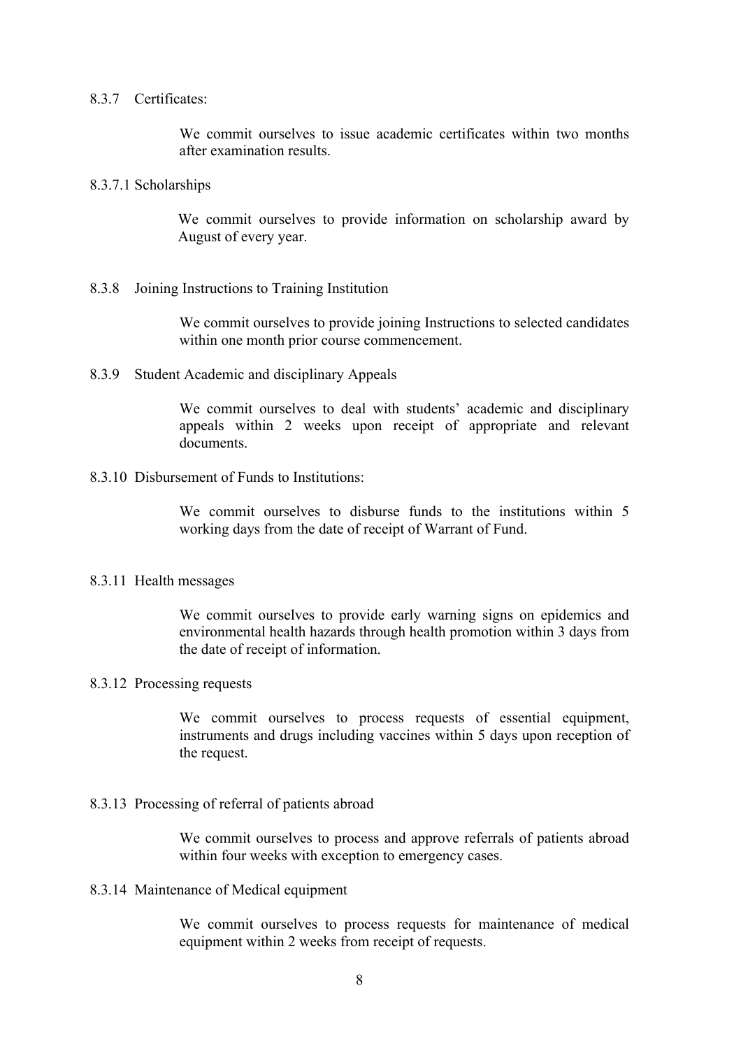#### 8.3.7 Certificates:

We commit ourselves to issue academic certificates within two months after examination results.

#### 8.3.7.1 Scholarships

We commit ourselves to provide information on scholarship award by August of every year.

#### 8.3.8 Joining Instructions to Training Institution

We commit ourselves to provide joining Instructions to selected candidates within one month prior course commencement.

#### 8.3.9 Student Academic and disciplinary Appeals

We commit ourselves to deal with students' academic and disciplinary appeals within 2 weeks upon receipt of appropriate and relevant documents.

#### 8.3.10 Disbursement of Funds to Institutions:

We commit ourselves to disburse funds to the institutions within 5 working days from the date of receipt of Warrant of Fund.

#### 8.3.11 Health messages

We commit ourselves to provide early warning signs on epidemics and environmental health hazards through health promotion within 3 days from the date of receipt of information.

#### 8.3.12 Processing requests

We commit ourselves to process requests of essential equipment, instruments and drugs including vaccines within 5 days upon reception of the request.

#### 8.3.13 Processing of referral of patients abroad

We commit ourselves to process and approve referrals of patients abroad within four weeks with exception to emergency cases.

#### 8.3.14 Maintenance of Medical equipment

We commit ourselves to process requests for maintenance of medical equipment within 2 weeks from receipt of requests.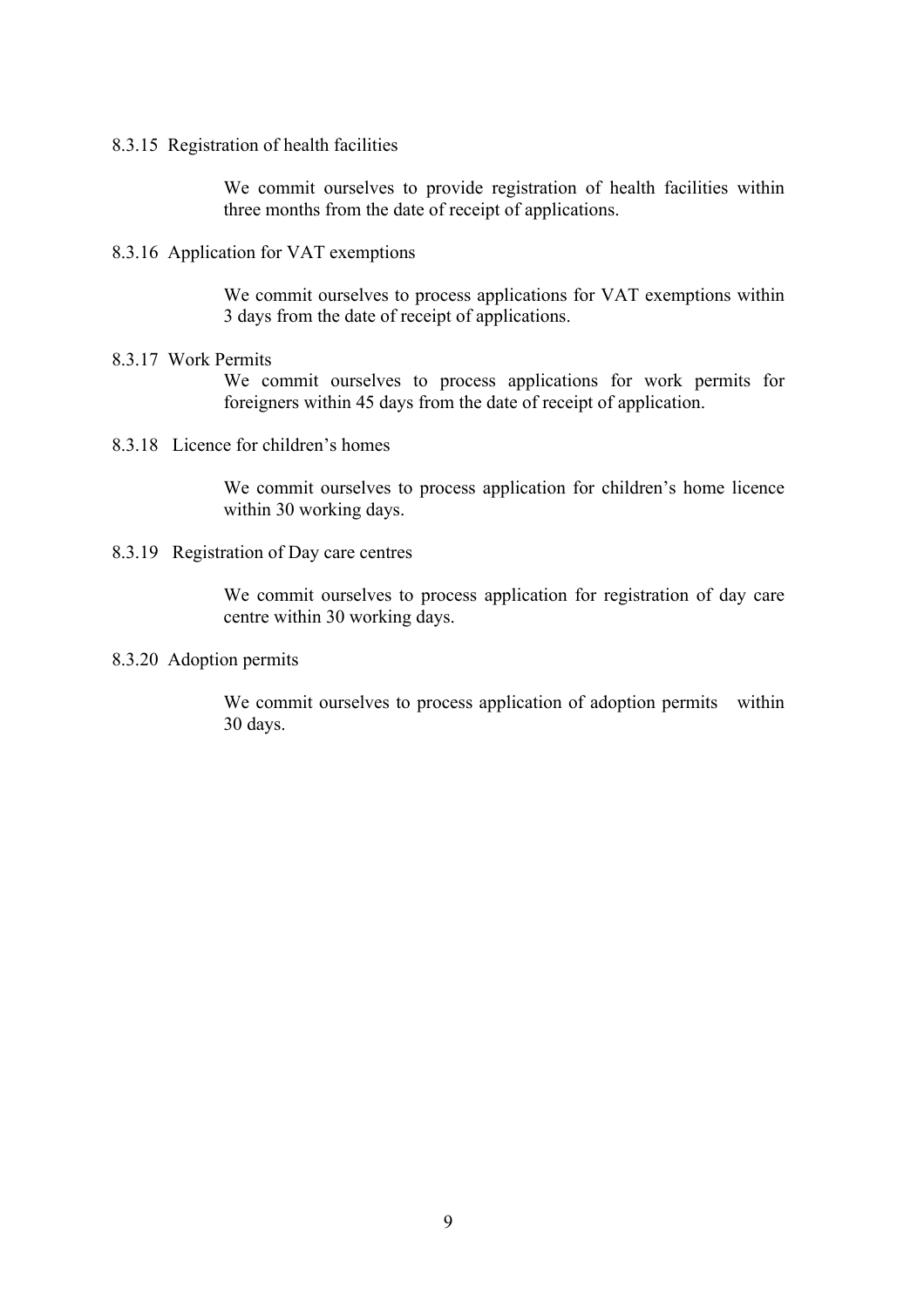8.3.15 Registration of health facilities

We commit ourselves to provide registration of health facilities within three months from the date of receipt of applications.

8.3.16 Application for VAT exemptions

We commit ourselves to process applications for VAT exemptions within 3 days from the date of receipt of applications.

8.3.17 Work Permits

We commit ourselves to process applications for work permits for foreigners within 45 days from the date of receipt of application.

8.3.18 Licence for children's homes

We commit ourselves to process application for children's home licence within 30 working days.

8.3.19 Registration of Day care centres

We commit ourselves to process application for registration of day care centre within 30 working days.

8.3.20 Adoption permits

We commit ourselves to process application of adoption permits within 30 days.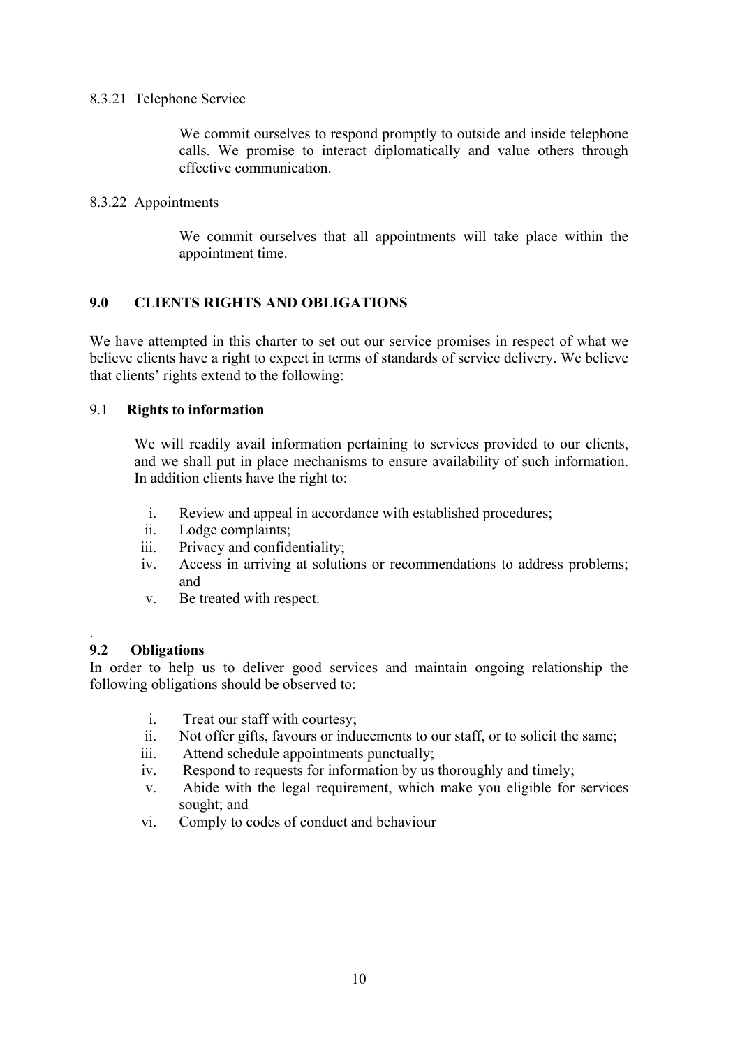8.3.21 Telephone Service

We commit ourselves to respond promptly to outside and inside telephone calls. We promise to interact diplomatically and value others through effective communication.

8.3.22 Appointments

We commit ourselves that all appointments will take place within the appointment time.

## 9.0 CLIENTS RIGHTS AND OBLIGATIONS

We have attempted in this charter to set out our service promises in respect of what we believe clients have a right to expect in terms of standards of service delivery. We believe that clients' rights extend to the following:

### 9.1 Rights to information

We will readily avail information pertaining to services provided to our clients, and we shall put in place mechanisms to ensure availability of such information. In addition clients have the right to:

i. Review and appeal in accordance with established procedures;
ii. Lodge complaints;
iii. Privacy and confidentiality;
iv. Access in arriving at solutions or recommendations to address problems; and
v. Be treated with respect.

.

### 9.2 Obligations

In order to help us to deliver good services and maintain ongoing relationship the following obligations should be observed to:

i. Treat our staff with courtesy;
ii. Not offer gifts, favours or inducements to our staff, or to solicit the same;
iii. Attend schedule appointments punctually;
iv. Respond to requests for information by us thoroughly and timely;
v. Abide with the legal requirement, which make you eligible for services sought; and
vi. Comply to codes of conduct and behaviour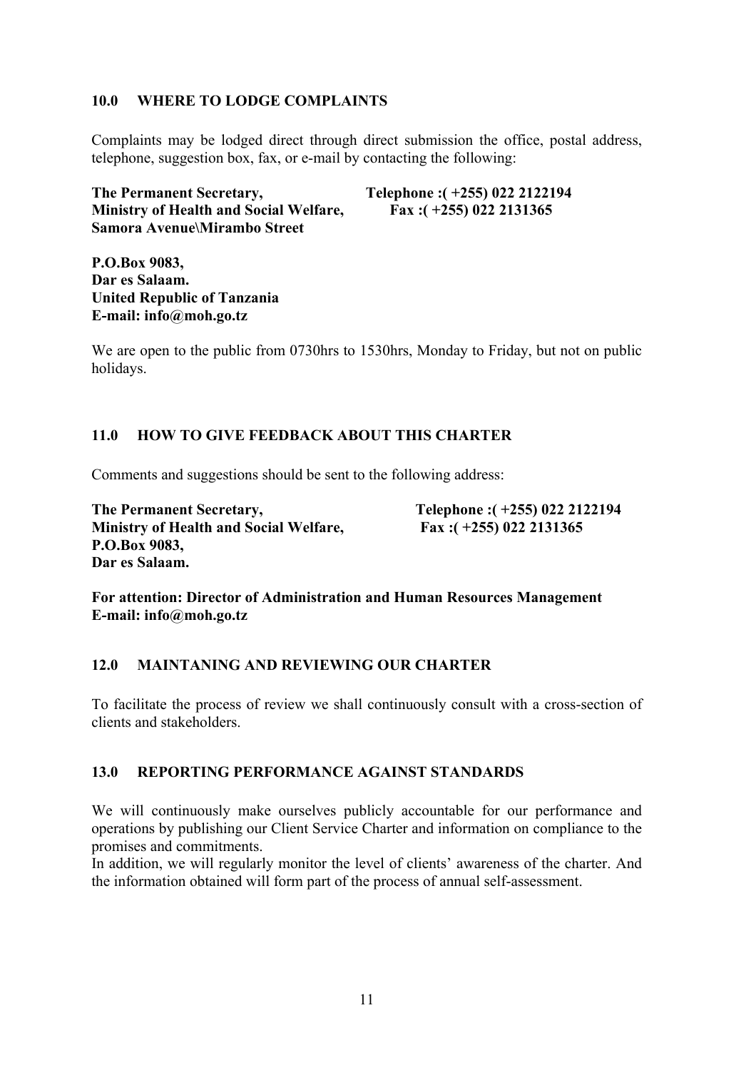## 10.0 WHERE TO LODGE COMPLAINTS

Complaints may be lodged direct through direct submission the office, postal address, telephone, suggestion box, fax, or e-mail by contacting the following:

**The Permanent Secretary,**
**Ministry of Health and Social Welfare,**
**Samora Avenue\Mirambo Street**

**Telephone :( +255) 022 2122194**
**Fax :( +255) 022 2131365**

**P.O.Box 9083,**
**Dar es Salaam.**
**United Republic of Tanzania**
**E-mail: info@moh.go.tz**

We are open to the public from 0730hrs to 1530hrs, Monday to Friday, but not on public holidays.

## 11.0 HOW TO GIVE FEEDBACK ABOUT THIS CHARTER

Comments and suggestions should be sent to the following address:

**The Permanent Secretary,**
**Ministry of Health and Social Welfare,**
**P.O.Box 9083,**
**Dar es Salaam.**

**Telephone :( +255) 022 2122194**
**Fax :( +255) 022 2131365**

**For attention: Director of Administration and Human Resources Management**
**E-mail: info@moh.go.tz**

## 12.0 MAINTANING AND REVIEWING OUR CHARTER

To facilitate the process of review we shall continuously consult with a cross-section of clients and stakeholders.

## 13.0 REPORTING PERFORMANCE AGAINST STANDARDS

We will continuously make ourselves publicly accountable for our performance and operations by publishing our Client Service Charter and information on compliance to the promises and commitments.
In addition, we will regularly monitor the level of clients' awareness of the charter. And the information obtained will form part of the process of annual self-assessment.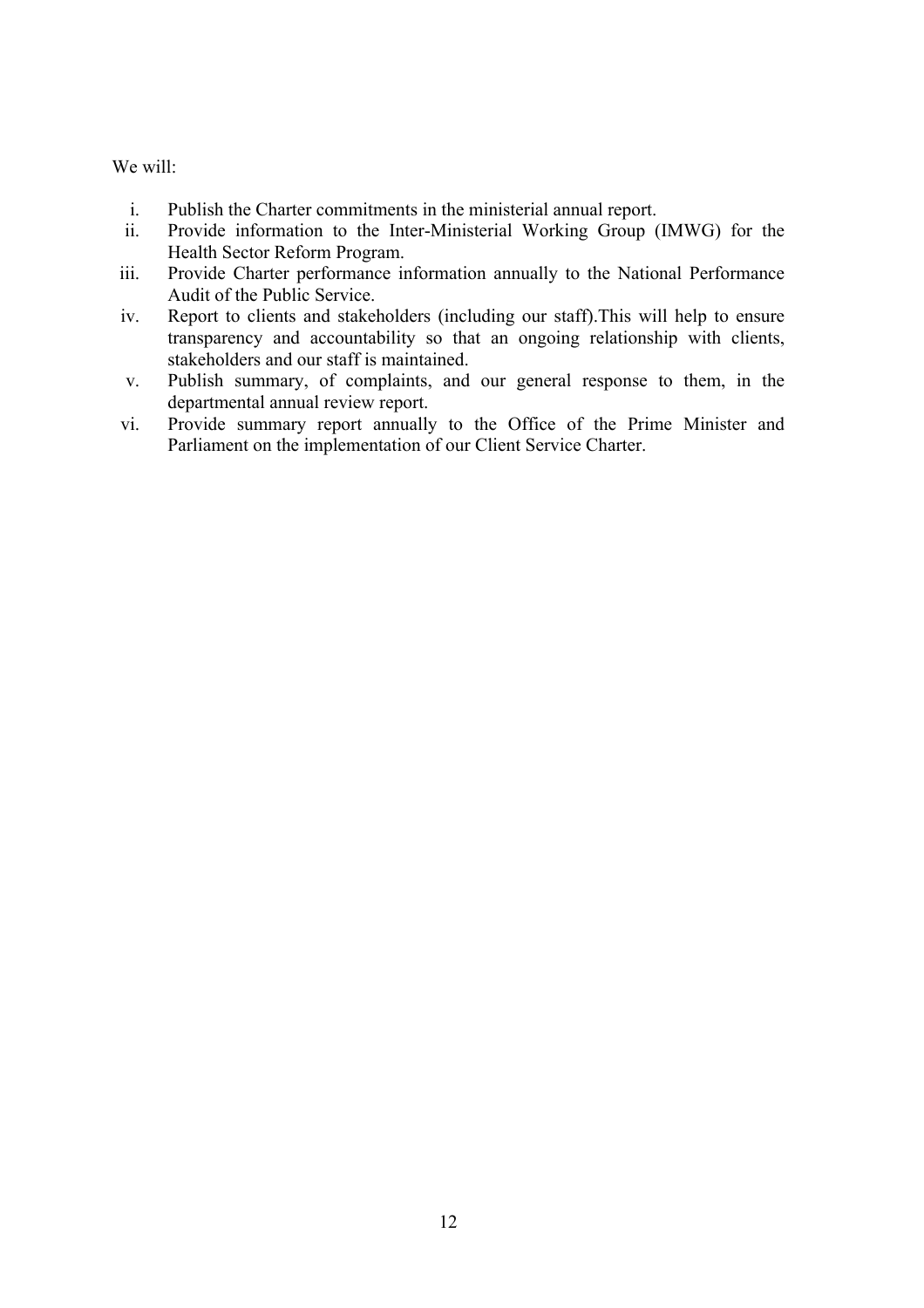We will:

i. Publish the Charter commitments in the ministerial annual report.
ii. Provide information to the Inter-Ministerial Working Group (IMWG) for the Health Sector Reform Program.
iii. Provide Charter performance information annually to the National Performance Audit of the Public Service.
iv. Report to clients and stakeholders (including our staff).This will help to ensure transparency and accountability so that an ongoing relationship with clients, stakeholders and our staff is maintained.
v. Publish summary, of complaints, and our general response to them, in the departmental annual review report.
vi. Provide summary report annually to the Office of the Prime Minister and Parliament on the implementation of our Client Service Charter.